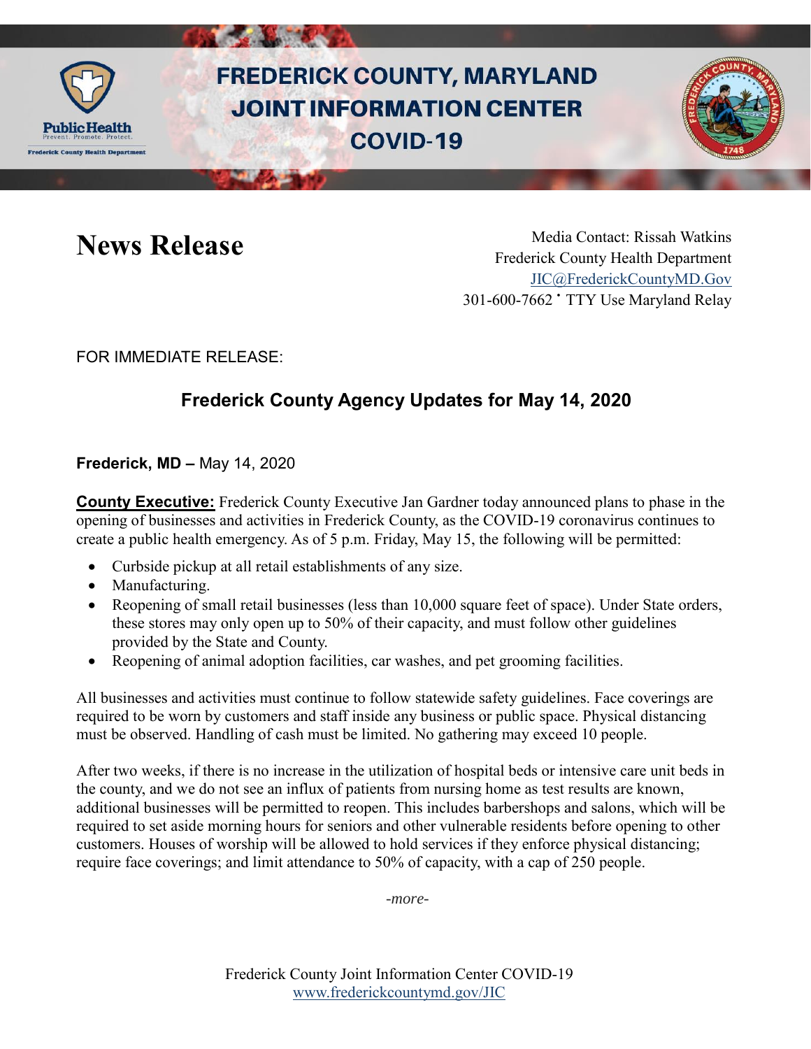# FREDERICK COUNTY, MARYLAND JOINT INFORMATION CENTER COVID-19

## News Release

Media Contact: Rissah Watkins
Frederick County Health Department
JIC@FrederickCountyMD.Gov
301-600-7662 • TTY Use Maryland Relay

FOR IMMEDIATE RELEASE:

### Frederick County Agency Updates for May 14, 2020

**Frederick, MD –** May 14, 2020

**County Executive:** Frederick County Executive Jan Gardner today announced plans to phase in the opening of businesses and activities in Frederick County, as the COVID-19 coronavirus continues to create a public health emergency. As of 5 p.m. Friday, May 15, the following will be permitted:

- Curbside pickup at all retail establishments of any size.
- Manufacturing.
- Reopening of small retail businesses (less than 10,000 square feet of space). Under State orders, these stores may only open up to 50% of their capacity, and must follow other guidelines provided by the State and County.
- Reopening of animal adoption facilities, car washes, and pet grooming facilities.

All businesses and activities must continue to follow statewide safety guidelines. Face coverings are required to be worn by customers and staff inside any business or public space. Physical distancing must be observed. Handling of cash must be limited. No gathering may exceed 10 people.

After two weeks, if there is no increase in the utilization of hospital beds or intensive care unit beds in the county, and we do not see an influx of patients from nursing home as test results are known, additional businesses will be permitted to reopen. This includes barbershops and salons, which will be required to set aside morning hours for seniors and other vulnerable residents before opening to other customers. Houses of worship will be allowed to hold services if they enforce physical distancing; require face coverings; and limit attendance to 50% of capacity, with a cap of 250 people.

*-more-*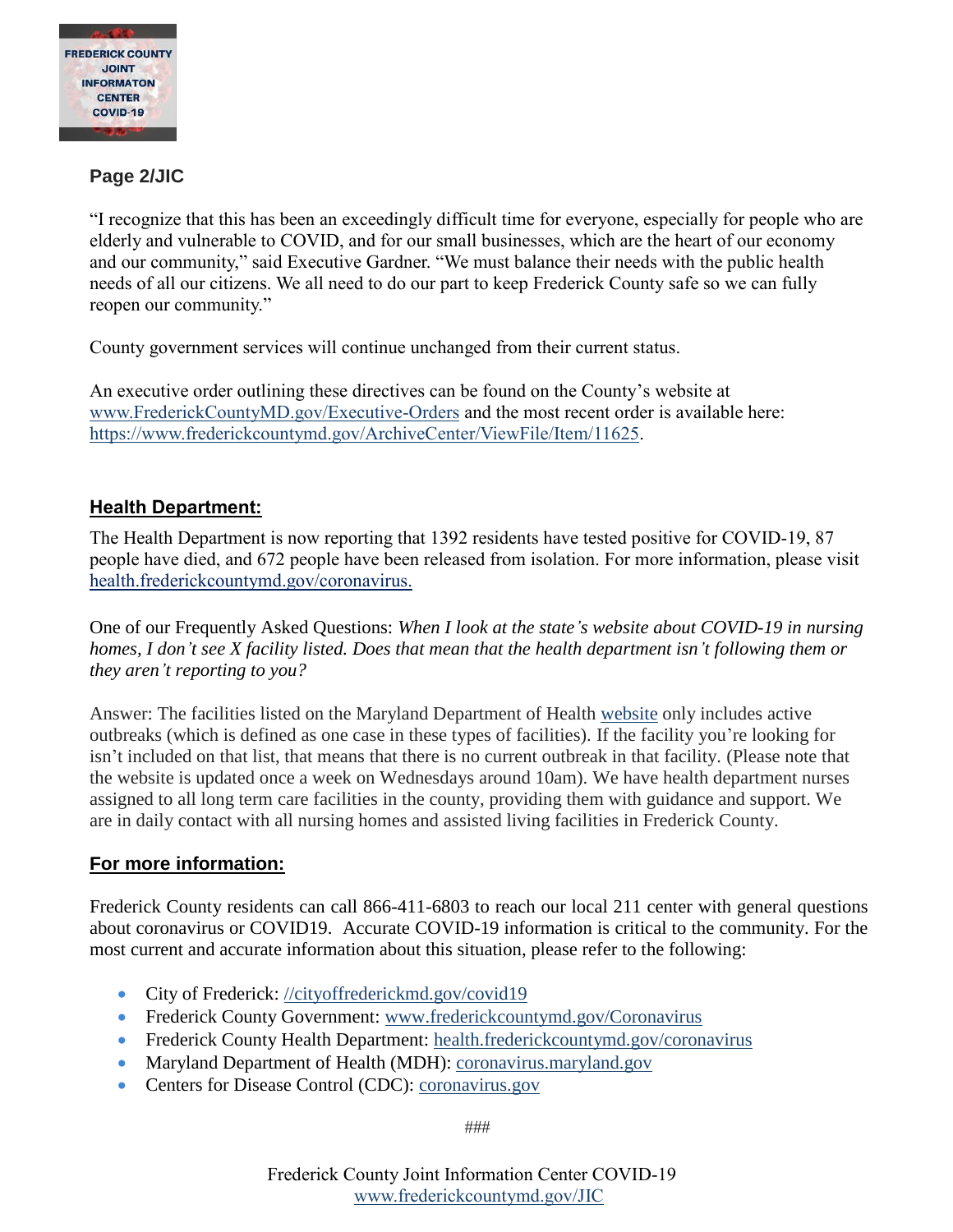**Page 2/JIC**

"I recognize that this has been an exceedingly difficult time for everyone, especially for people who are elderly and vulnerable to COVID, and for our small businesses, which are the heart of our economy and our community," said Executive Gardner. "We must balance their needs with the public health needs of all our citizens. We all need to do our part to keep Frederick County safe so we can fully reopen our community."

County government services will continue unchanged from their current status.

An executive order outlining these directives can be found on the County's website at www.FrederickCountyMD.gov/Executive-Orders and the most recent order is available here: https://www.frederickcountymd.gov/ArchiveCenter/ViewFile/Item/11625.

## Health Department:

The Health Department is now reporting that 1392 residents have tested positive for COVID-19, 87 people have died, and 672 people have been released from isolation. For more information, please visit health.frederickcountymd.gov/coronavirus.

One of our Frequently Asked Questions: *When I look at the state's website about COVID-19 in nursing homes, I don't see X facility listed. Does that mean that the health department isn't following them or they aren't reporting to you?*

Answer: The facilities listed on the Maryland Department of Health website only includes active outbreaks (which is defined as one case in these types of facilities). If the facility you're looking for isn't included on that list, that means that there is no current outbreak in that facility. (Please note that the website is updated once a week on Wednesdays around 10am). We have health department nurses assigned to all long term care facilities in the county, providing them with guidance and support. We are in daily contact with all nursing homes and assisted living facilities in Frederick County.

## For more information:

Frederick County residents can call 866-411-6803 to reach our local 211 center with general questions about coronavirus or COVID19. Accurate COVID-19 information is critical to the community. For the most current and accurate information about this situation, please refer to the following:

- City of Frederick: //cityoffrederickmd.gov/covid19
- Frederick County Government: www.frederickcountymd.gov/Coronavirus
- Frederick County Health Department: health.frederickcountymd.gov/coronavirus
- Maryland Department of Health (MDH): coronavirus.maryland.gov
- Centers for Disease Control (CDC): coronavirus.gov

###

Frederick County Joint Information Center COVID-19
www.frederickcountymd.gov/JIC